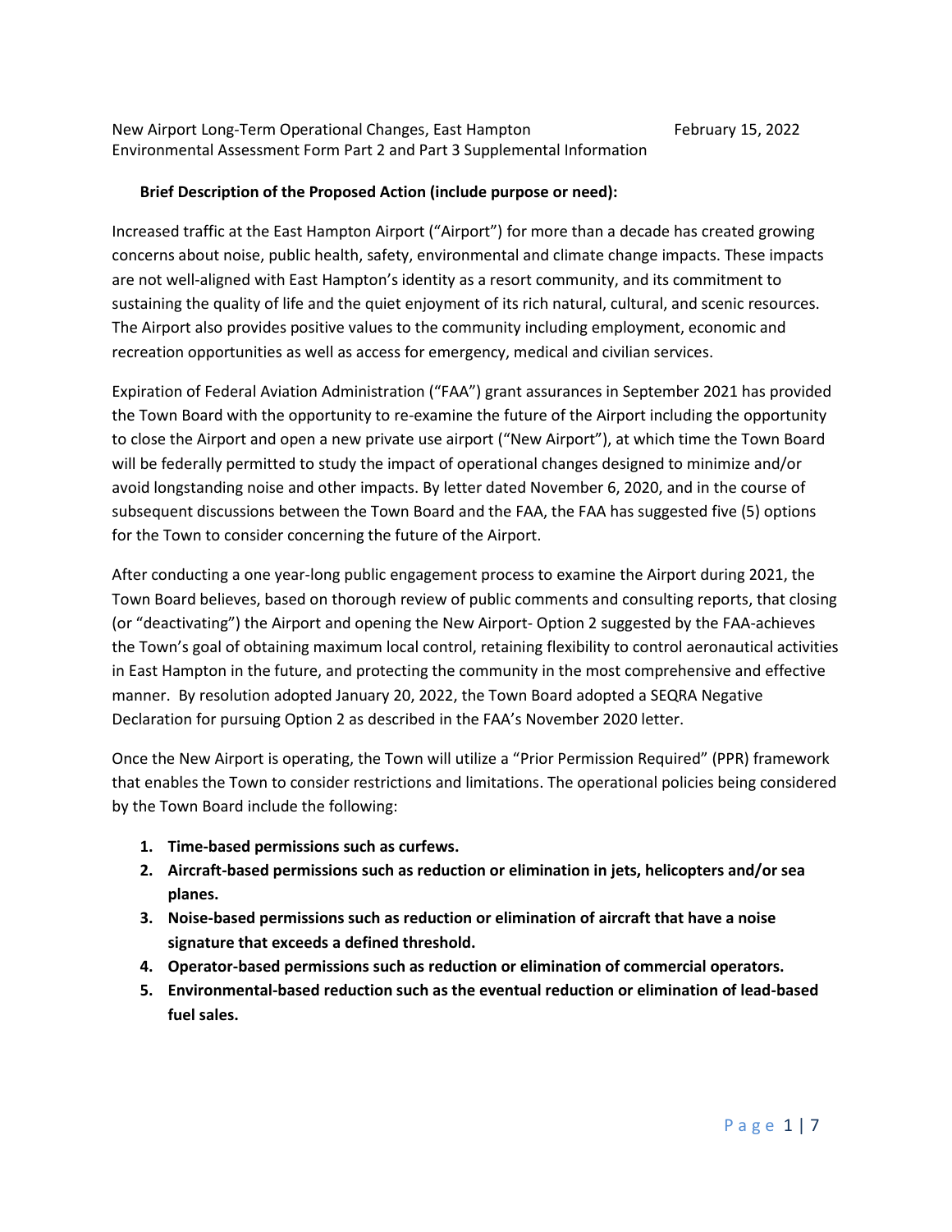New Airport Long-Term Operational Changes, East Hampton February 15, 2022
Environmental Assessment Form Part 2 and Part 3 Supplemental Information

**Brief Description of the Proposed Action (include purpose or need):**

Increased traffic at the East Hampton Airport ("Airport") for more than a decade has created growing concerns about noise, public health, safety, environmental and climate change impacts. These impacts are not well-aligned with East Hampton's identity as a resort community, and its commitment to sustaining the quality of life and the quiet enjoyment of its rich natural, cultural, and scenic resources. The Airport also provides positive values to the community including employment, economic and recreation opportunities as well as access for emergency, medical and civilian services.

Expiration of Federal Aviation Administration ("FAA") grant assurances in September 2021 has provided the Town Board with the opportunity to re-examine the future of the Airport including the opportunity to close the Airport and open a new private use airport ("New Airport"), at which time the Town Board will be federally permitted to study the impact of operational changes designed to minimize and/or avoid longstanding noise and other impacts. By letter dated November 6, 2020, and in the course of subsequent discussions between the Town Board and the FAA, the FAA has suggested five (5) options for the Town to consider concerning the future of the Airport.

After conducting a one year-long public engagement process to examine the Airport during 2021, the Town Board believes, based on thorough review of public comments and consulting reports, that closing (or "deactivating") the Airport and opening the New Airport- Option 2 suggested by the FAA-achieves the Town's goal of obtaining maximum local control, retaining flexibility to control aeronautical activities in East Hampton in the future, and protecting the community in the most comprehensive and effective manner. By resolution adopted January 20, 2022, the Town Board adopted a SEQRA Negative Declaration for pursuing Option 2 as described in the FAA's November 2020 letter.

Once the New Airport is operating, the Town will utilize a "Prior Permission Required" (PPR) framework that enables the Town to consider restrictions and limitations. The operational policies being considered by the Town Board include the following:

1. **Time-based permissions such as curfews.**
2. **Aircraft-based permissions such as reduction or elimination in jets, helicopters and/or sea planes.**
3. **Noise-based permissions such as reduction or elimination of aircraft that have a noise signature that exceeds a defined threshold.**
4. **Operator-based permissions such as reduction or elimination of commercial operators.**
5. **Environmental-based reduction such as the eventual reduction or elimination of lead-based fuel sales.**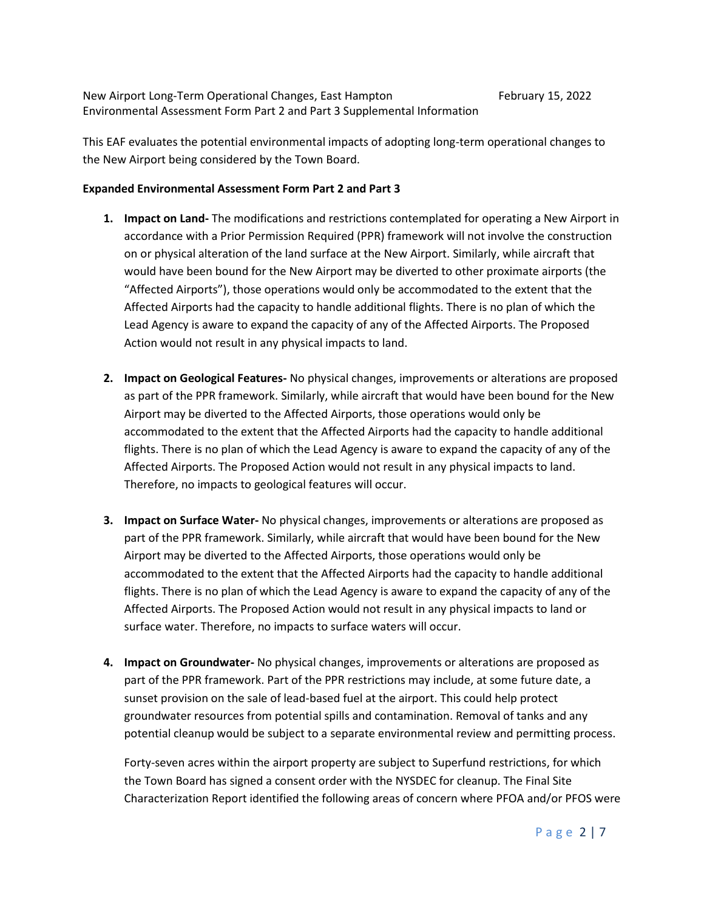This EAF evaluates the potential environmental impacts of adopting long-term operational changes to the New Airport being considered by the Town Board.

**Expanded Environmental Assessment Form Part 2 and Part 3**

1. **Impact on Land-** The modifications and restrictions contemplated for operating a New Airport in accordance with a Prior Permission Required (PPR) framework will not involve the construction on or physical alteration of the land surface at the New Airport. Similarly, while aircraft that would have been bound for the New Airport may be diverted to other proximate airports (the "Affected Airports"), those operations would only be accommodated to the extent that the Affected Airports had the capacity to handle additional flights. There is no plan of which the Lead Agency is aware to expand the capacity of any of the Affected Airports. The Proposed Action would not result in any physical impacts to land.

2. **Impact on Geological Features-** No physical changes, improvements or alterations are proposed as part of the PPR framework. Similarly, while aircraft that would have been bound for the New Airport may be diverted to the Affected Airports, those operations would only be accommodated to the extent that the Affected Airports had the capacity to handle additional flights. There is no plan of which the Lead Agency is aware to expand the capacity of any of the Affected Airports. The Proposed Action would not result in any physical impacts to land. Therefore, no impacts to geological features will occur.

3. **Impact on Surface Water-** No physical changes, improvements or alterations are proposed as part of the PPR framework. Similarly, while aircraft that would have been bound for the New Airport may be diverted to the Affected Airports, those operations would only be accommodated to the extent that the Affected Airports had the capacity to handle additional flights. There is no plan of which the Lead Agency is aware to expand the capacity of any of the Affected Airports. The Proposed Action would not result in any physical impacts to land or surface water. Therefore, no impacts to surface waters will occur.

4. **Impact on Groundwater-** No physical changes, improvements or alterations are proposed as part of the PPR framework. Part of the PPR restrictions may include, at some future date, a sunset provision on the sale of lead-based fuel at the airport. This could help protect groundwater resources from potential spills and contamination. Removal of tanks and any potential cleanup would be subject to a separate environmental review and permitting process.

   Forty-seven acres within the airport property are subject to Superfund restrictions, for which the Town Board has signed a consent order with the NYSDEC for cleanup. The Final Site Characterization Report identified the following areas of concern where PFOA and/or PFOS were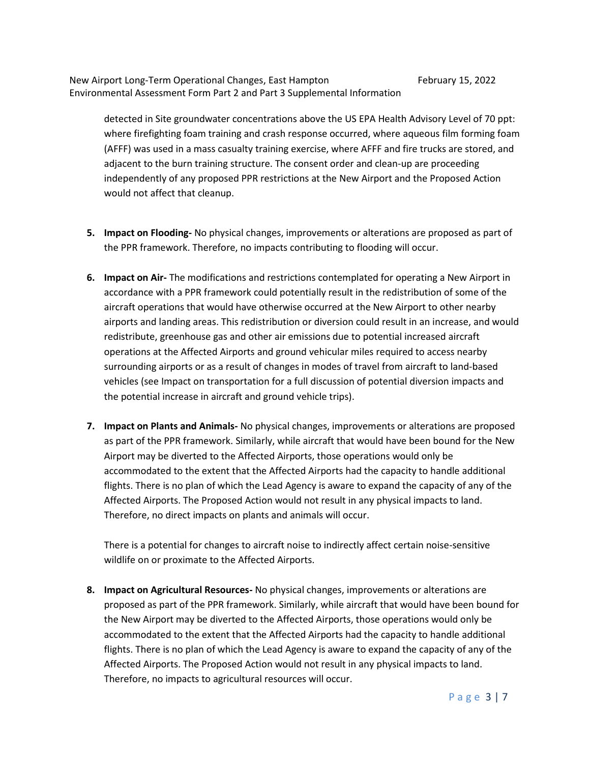detected in Site groundwater concentrations above the US EPA Health Advisory Level of 70 ppt: where firefighting foam training and crash response occurred, where aqueous film forming foam (AFFF) was used in a mass casualty training exercise, where AFFF and fire trucks are stored, and adjacent to the burn training structure. The consent order and clean-up are proceeding independently of any proposed PPR restrictions at the New Airport and the Proposed Action would not affect that cleanup.

5. **Impact on Flooding-** No physical changes, improvements or alterations are proposed as part of the PPR framework. Therefore, no impacts contributing to flooding will occur.

6. **Impact on Air-** The modifications and restrictions contemplated for operating a New Airport in accordance with a PPR framework could potentially result in the redistribution of some of the aircraft operations that would have otherwise occurred at the New Airport to other nearby airports and landing areas. This redistribution or diversion could result in an increase, and would redistribute, greenhouse gas and other air emissions due to potential increased aircraft operations at the Affected Airports and ground vehicular miles required to access nearby surrounding airports or as a result of changes in modes of travel from aircraft to land-based vehicles (see Impact on transportation for a full discussion of potential diversion impacts and the potential increase in aircraft and ground vehicle trips).

7. **Impact on Plants and Animals-** No physical changes, improvements or alterations are proposed as part of the PPR framework. Similarly, while aircraft that would have been bound for the New Airport may be diverted to the Affected Airports, those operations would only be accommodated to the extent that the Affected Airports had the capacity to handle additional flights. There is no plan of which the Lead Agency is aware to expand the capacity of any of the Affected Airports. The Proposed Action would not result in any physical impacts to land. Therefore, no direct impacts on plants and animals will occur.

   There is a potential for changes to aircraft noise to indirectly affect certain noise-sensitive wildlife on or proximate to the Affected Airports.

8. **Impact on Agricultural Resources-** No physical changes, improvements or alterations are proposed as part of the PPR framework. Similarly, while aircraft that would have been bound for the New Airport may be diverted to the Affected Airports, those operations would only be accommodated to the extent that the Affected Airports had the capacity to handle additional flights. There is no plan of which the Lead Agency is aware to expand the capacity of any of the Affected Airports. The Proposed Action would not result in any physical impacts to land. Therefore, no impacts to agricultural resources will occur.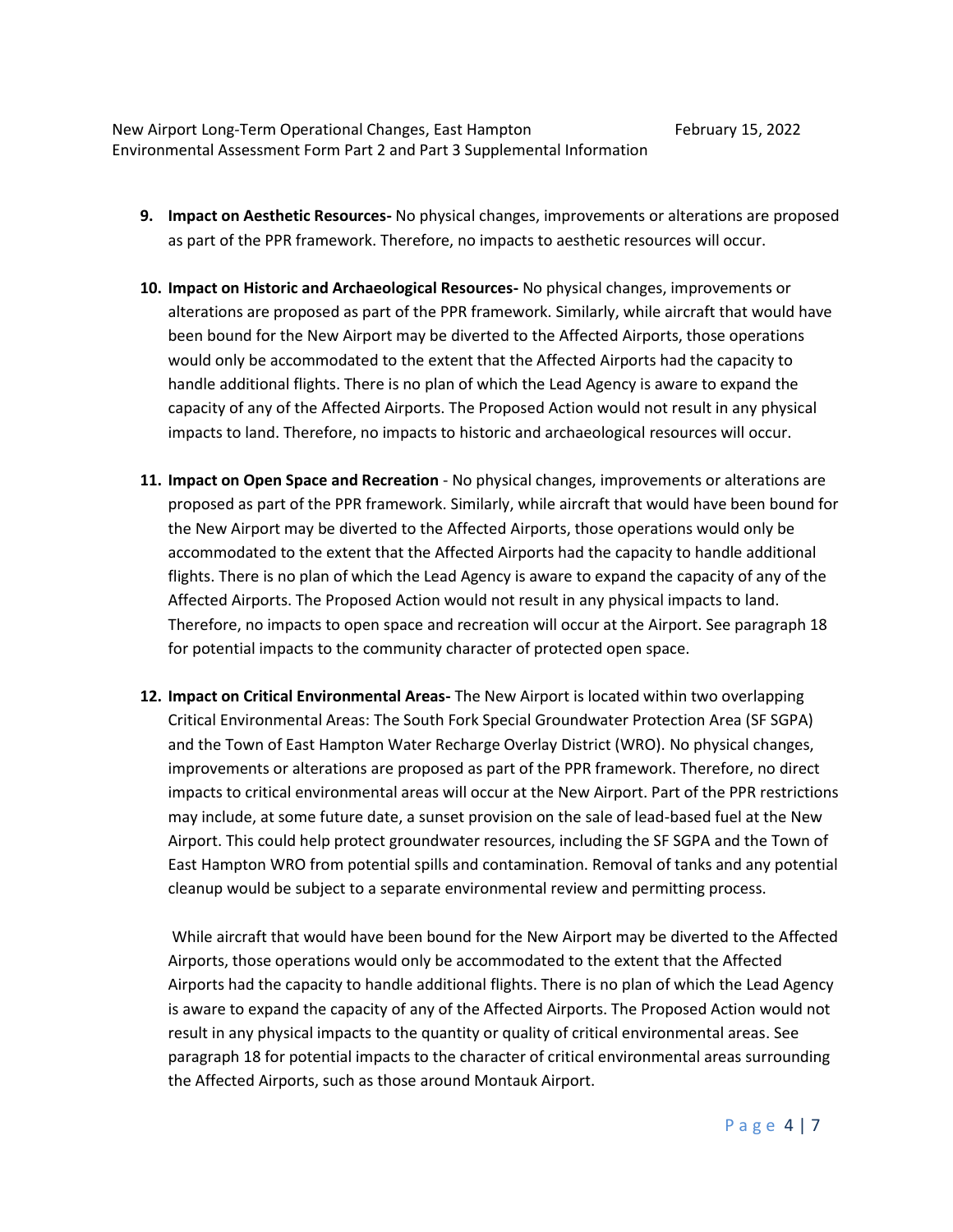9. **Impact on Aesthetic Resources-** No physical changes, improvements or alterations are proposed as part of the PPR framework. Therefore, no impacts to aesthetic resources will occur.

10. **Impact on Historic and Archaeological Resources-** No physical changes, improvements or alterations are proposed as part of the PPR framework. Similarly, while aircraft that would have been bound for the New Airport may be diverted to the Affected Airports, those operations would only be accommodated to the extent that the Affected Airports had the capacity to handle additional flights. There is no plan of which the Lead Agency is aware to expand the capacity of any of the Affected Airports. The Proposed Action would not result in any physical impacts to land. Therefore, no impacts to historic and archaeological resources will occur.

11. **Impact on Open Space and Recreation** - No physical changes, improvements or alterations are proposed as part of the PPR framework. Similarly, while aircraft that would have been bound for the New Airport may be diverted to the Affected Airports, those operations would only be accommodated to the extent that the Affected Airports had the capacity to handle additional flights. There is no plan of which the Lead Agency is aware to expand the capacity of any of the Affected Airports. The Proposed Action would not result in any physical impacts to land. Therefore, no impacts to open space and recreation will occur at the Airport. See paragraph 18 for potential impacts to the community character of protected open space.

12. **Impact on Critical Environmental Areas-** The New Airport is located within two overlapping Critical Environmental Areas: The South Fork Special Groundwater Protection Area (SF SGPA) and the Town of East Hampton Water Recharge Overlay District (WRO). No physical changes, improvements or alterations are proposed as part of the PPR framework. Therefore, no direct impacts to critical environmental areas will occur at the New Airport. Part of the PPR restrictions may include, at some future date, a sunset provision on the sale of lead-based fuel at the New Airport. This could help protect groundwater resources, including the SF SGPA and the Town of East Hampton WRO from potential spills and contamination. Removal of tanks and any potential cleanup would be subject to a separate environmental review and permitting process.

    While aircraft that would have been bound for the New Airport may be diverted to the Affected Airports, those operations would only be accommodated to the extent that the Affected Airports had the capacity to handle additional flights. There is no plan of which the Lead Agency is aware to expand the capacity of any of the Affected Airports. The Proposed Action would not result in any physical impacts to the quantity or quality of critical environmental areas. See paragraph 18 for potential impacts to the character of critical environmental areas surrounding the Affected Airports, such as those around Montauk Airport.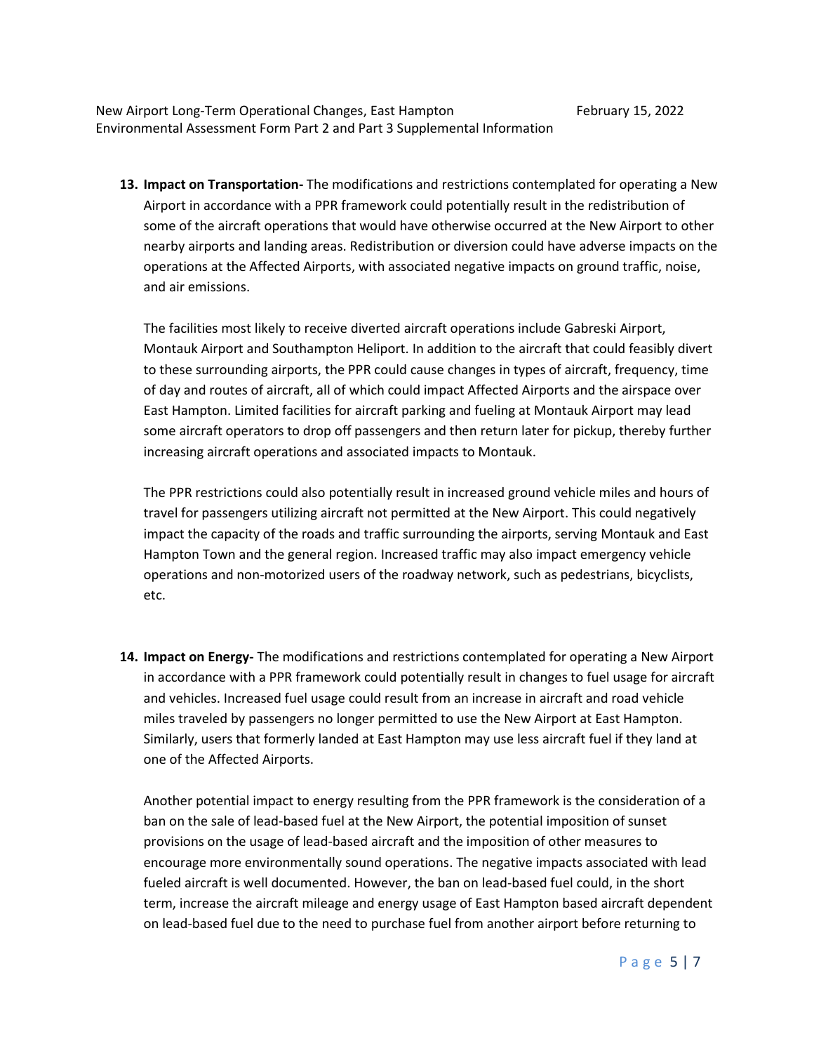13. **Impact on Transportation-** The modifications and restrictions contemplated for operating a New Airport in accordance with a PPR framework could potentially result in the redistribution of some of the aircraft operations that would have otherwise occurred at the New Airport to other nearby airports and landing areas. Redistribution or diversion could have adverse impacts on the operations at the Affected Airports, with associated negative impacts on ground traffic, noise, and air emissions.

    The facilities most likely to receive diverted aircraft operations include Gabreski Airport, Montauk Airport and Southampton Heliport. In addition to the aircraft that could feasibly divert to these surrounding airports, the PPR could cause changes in types of aircraft, frequency, time of day and routes of aircraft, all of which could impact Affected Airports and the airspace over East Hampton. Limited facilities for aircraft parking and fueling at Montauk Airport may lead some aircraft operators to drop off passengers and then return later for pickup, thereby further increasing aircraft operations and associated impacts to Montauk.

    The PPR restrictions could also potentially result in increased ground vehicle miles and hours of travel for passengers utilizing aircraft not permitted at the New Airport. This could negatively impact the capacity of the roads and traffic surrounding the airports, serving Montauk and East Hampton Town and the general region. Increased traffic may also impact emergency vehicle operations and non-motorized users of the roadway network, such as pedestrians, bicyclists, etc.

14. **Impact on Energy-** The modifications and restrictions contemplated for operating a New Airport in accordance with a PPR framework could potentially result in changes to fuel usage for aircraft and vehicles. Increased fuel usage could result from an increase in aircraft and road vehicle miles traveled by passengers no longer permitted to use the New Airport at East Hampton. Similarly, users that formerly landed at East Hampton may use less aircraft fuel if they land at one of the Affected Airports.

    Another potential impact to energy resulting from the PPR framework is the consideration of a ban on the sale of lead-based fuel at the New Airport, the potential imposition of sunset provisions on the usage of lead-based aircraft and the imposition of other measures to encourage more environmentally sound operations. The negative impacts associated with lead fueled aircraft is well documented. However, the ban on lead-based fuel could, in the short term, increase the aircraft mileage and energy usage of East Hampton based aircraft dependent on lead-based fuel due to the need to purchase fuel from another airport before returning to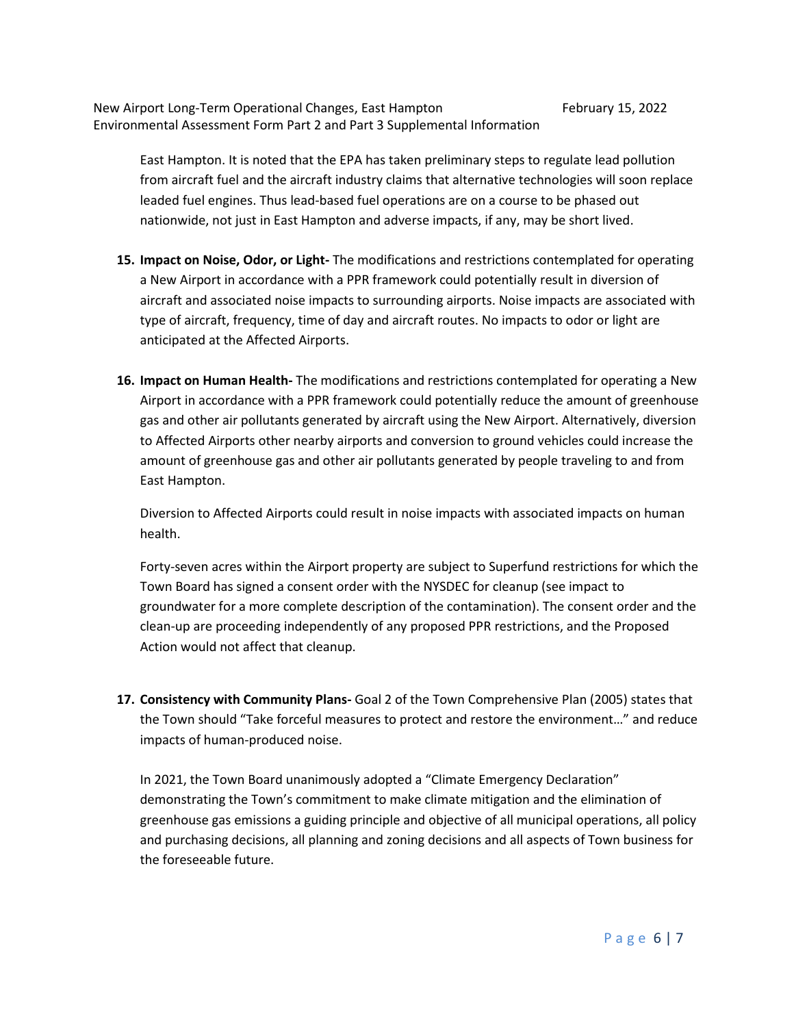East Hampton. It is noted that the EPA has taken preliminary steps to regulate lead pollution from aircraft fuel and the aircraft industry claims that alternative technologies will soon replace leaded fuel engines. Thus lead-based fuel operations are on a course to be phased out nationwide, not just in East Hampton and adverse impacts, if any, may be short lived.

15. **Impact on Noise, Odor, or Light-** The modifications and restrictions contemplated for operating a New Airport in accordance with a PPR framework could potentially result in diversion of aircraft and associated noise impacts to surrounding airports. Noise impacts are associated with type of aircraft, frequency, time of day and aircraft routes. No impacts to odor or light are anticipated at the Affected Airports.

16. **Impact on Human Health-** The modifications and restrictions contemplated for operating a New Airport in accordance with a PPR framework could potentially reduce the amount of greenhouse gas and other air pollutants generated by aircraft using the New Airport. Alternatively, diversion to Affected Airports other nearby airports and conversion to ground vehicles could increase the amount of greenhouse gas and other air pollutants generated by people traveling to and from East Hampton.

    Diversion to Affected Airports could result in noise impacts with associated impacts on human health.

    Forty-seven acres within the Airport property are subject to Superfund restrictions for which the Town Board has signed a consent order with the NYSDEC for cleanup (see impact to groundwater for a more complete description of the contamination). The consent order and the clean-up are proceeding independently of any proposed PPR restrictions, and the Proposed Action would not affect that cleanup.

17. **Consistency with Community Plans-** Goal 2 of the Town Comprehensive Plan (2005) states that the Town should "Take forceful measures to protect and restore the environment…" and reduce impacts of human-produced noise.

    In 2021, the Town Board unanimously adopted a "Climate Emergency Declaration" demonstrating the Town's commitment to make climate mitigation and the elimination of greenhouse gas emissions a guiding principle and objective of all municipal operations, all policy and purchasing decisions, all planning and zoning decisions and all aspects of Town business for the foreseeable future.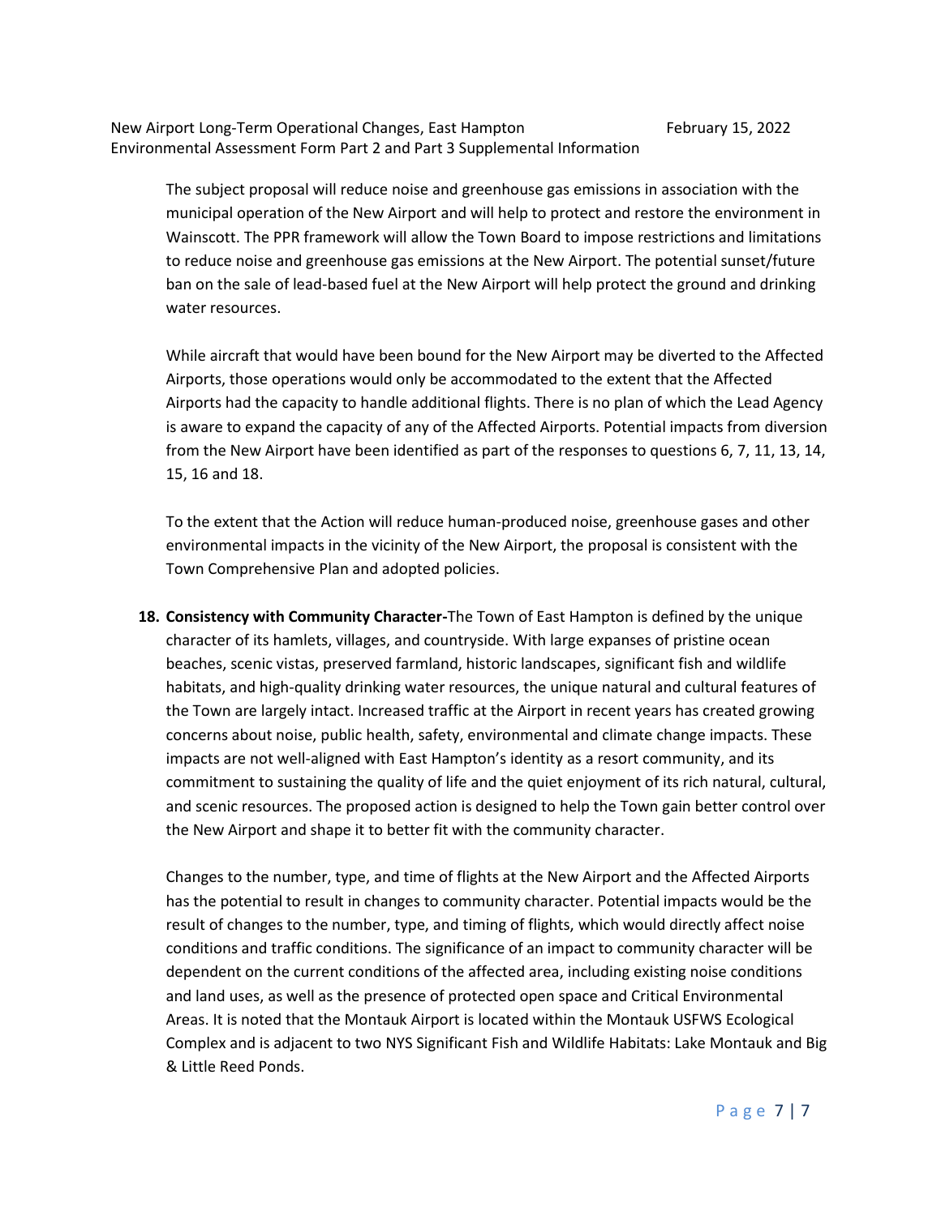The subject proposal will reduce noise and greenhouse gas emissions in association with the municipal operation of the New Airport and will help to protect and restore the environment in Wainscott. The PPR framework will allow the Town Board to impose restrictions and limitations to reduce noise and greenhouse gas emissions at the New Airport. The potential sunset/future ban on the sale of lead-based fuel at the New Airport will help protect the ground and drinking water resources.

While aircraft that would have been bound for the New Airport may be diverted to the Affected Airports, those operations would only be accommodated to the extent that the Affected Airports had the capacity to handle additional flights. There is no plan of which the Lead Agency is aware to expand the capacity of any of the Affected Airports. Potential impacts from diversion from the New Airport have been identified as part of the responses to questions 6, 7, 11, 13, 14, 15, 16 and 18.

To the extent that the Action will reduce human-produced noise, greenhouse gases and other environmental impacts in the vicinity of the New Airport, the proposal is consistent with the Town Comprehensive Plan and adopted policies.

18. **Consistency with Community Character-**The Town of East Hampton is defined by the unique character of its hamlets, villages, and countryside. With large expanses of pristine ocean beaches, scenic vistas, preserved farmland, historic landscapes, significant fish and wildlife habitats, and high-quality drinking water resources, the unique natural and cultural features of the Town are largely intact. Increased traffic at the Airport in recent years has created growing concerns about noise, public health, safety, environmental and climate change impacts. These impacts are not well-aligned with East Hampton's identity as a resort community, and its commitment to sustaining the quality of life and the quiet enjoyment of its rich natural, cultural, and scenic resources. The proposed action is designed to help the Town gain better control over the New Airport and shape it to better fit with the community character.

    Changes to the number, type, and time of flights at the New Airport and the Affected Airports has the potential to result in changes to community character. Potential impacts would be the result of changes to the number, type, and timing of flights, which would directly affect noise conditions and traffic conditions. The significance of an impact to community character will be dependent on the current conditions of the affected area, including existing noise conditions and land uses, as well as the presence of protected open space and Critical Environmental Areas. It is noted that the Montauk Airport is located within the Montauk USFWS Ecological Complex and is adjacent to two NYS Significant Fish and Wildlife Habitats: Lake Montauk and Big & Little Reed Ponds.